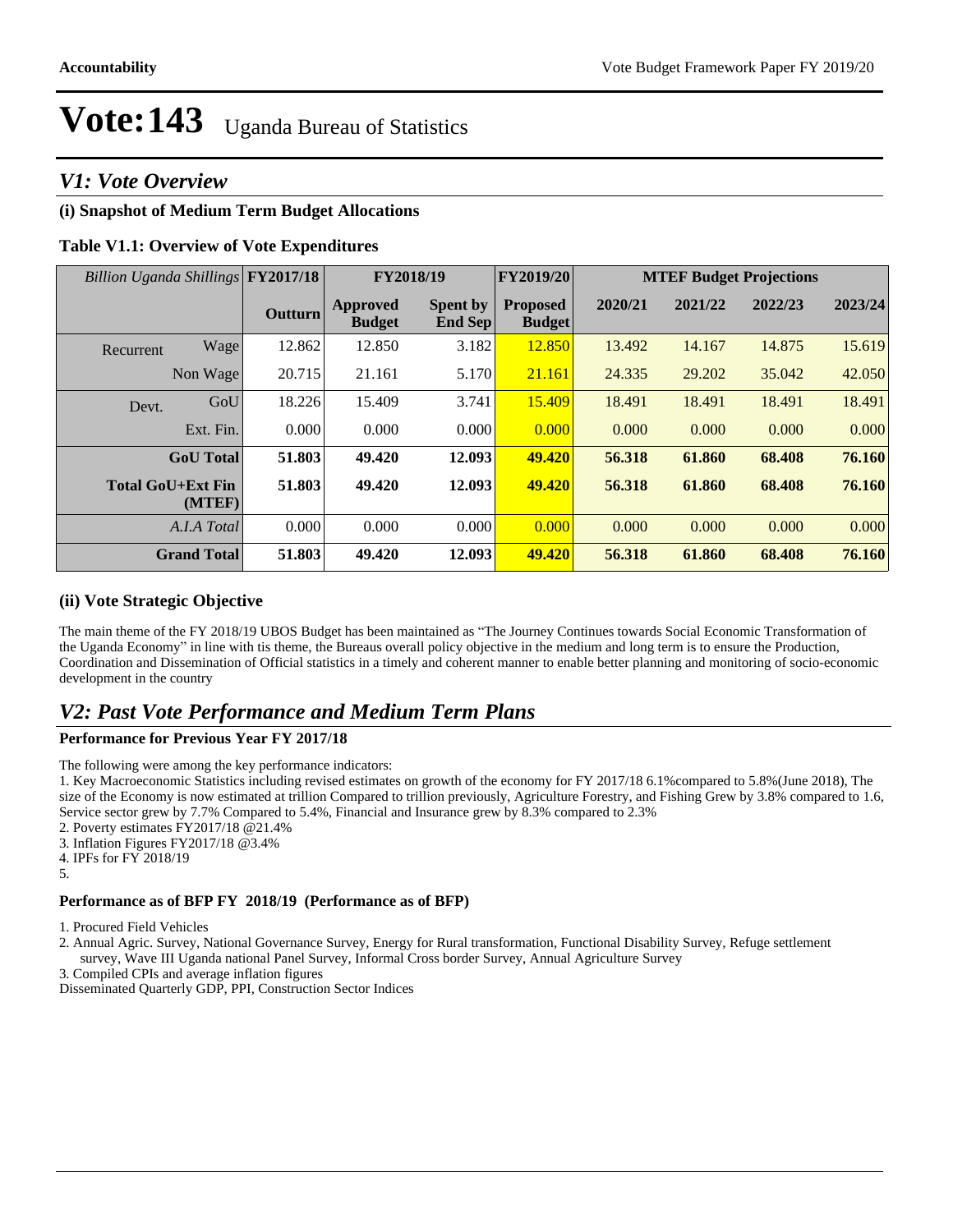# Vote:143 Uganda Bureau of Statistics

## V1: Vote Overview

### (i) Snapshot of Medium Term Budget Allocations

**Table V1.1: Overview of Vote Expenditures**

| *Billion Uganda Shillings* | | FY2017/18 | FY2018/19 | | FY2019/20 | MTEF Budget Projections | | | |
|---|---|---|---|---|---|---|---|---|---|
| | | **Outturn** | **Approved Budget** | **Spent by End Sep** | **Proposed Budget** | **2020/21** | **2021/22** | **2022/23** | **2023/24** |
| Recurrent | Wage | 12.862 | 12.850 | 3.182 | 12.850 | 13.492 | 14.167 | 14.875 | 15.619 |
| | Non Wage | 20.715 | 21.161 | 5.170 | 21.161 | 24.335 | 29.202 | 35.042 | 42.050 |
| Devt. | GoU | 18.226 | 15.409 | 3.741 | 15.409 | 18.491 | 18.491 | 18.491 | 18.491 |
| | Ext. Fin. | 0.000 | 0.000 | 0.000 | 0.000 | 0.000 | 0.000 | 0.000 | 0.000 |
| | **GoU Total** | **51.803** | **49.420** | **12.093** | **49.420** | **56.318** | **61.860** | **68.408** | **76.160** |
| | **Total GoU+Ext Fin (MTEF)** | **51.803** | **49.420** | **12.093** | **49.420** | **56.318** | **61.860** | **68.408** | **76.160** |
| | *A.I.A Total* | 0.000 | 0.000 | 0.000 | 0.000 | 0.000 | 0.000 | 0.000 | 0.000 |
| | **Grand Total** | **51.803** | **49.420** | **12.093** | **49.420** | **56.318** | **61.860** | **68.408** | **76.160** |

### (ii) Vote Strategic Objective

The main theme of the FY 2018/19 UBOS Budget has been maintained as "The Journey Continues towards Social Economic Transformation of the Uganda Economy" in line with tis theme, the Bureaus overall policy objective in the medium and long term is to ensure the Production, Coordination and Dissemination of Official statistics in a timely and coherent manner to enable better planning and monitoring of socio-economic development in the country

## V2: Past Vote Performance and Medium Term Plans

**Performance for Previous Year FY 2017/18**

The following were among the key performance indicators:

1. Key Macroeconomic Statistics including revised estimates on growth of the economy for FY 2017/18 6.1%compared to 5.8%(June 2018), The size of the Economy is now estimated at trillion Compared to trillion previously, Agriculture Forestry, and Fishing Grew by 3.8% compared to 1.6, Service sector grew by 7.7% Compared to 5.4%, Financial and Insurance grew by 8.3% compared to 2.3%
2. Poverty estimates FY2017/18 @21.4%
3. Inflation Figures FY2017/18 @3.4%
4. IPFs for FY 2018/19
5.

**Performance as of BFP FY 2018/19 (Performance as of BFP)**

1. Procured Field Vehicles
2. Annual Agric. Survey, National Governance Survey, Energy for Rural transformation, Functional Disability Survey, Refuge settlement survey, Wave III Uganda national Panel Survey, Informal Cross border Survey, Annual Agriculture Survey
3. Compiled CPIs and average inflation figures

Disseminated Quarterly GDP, PPI, Construction Sector Indices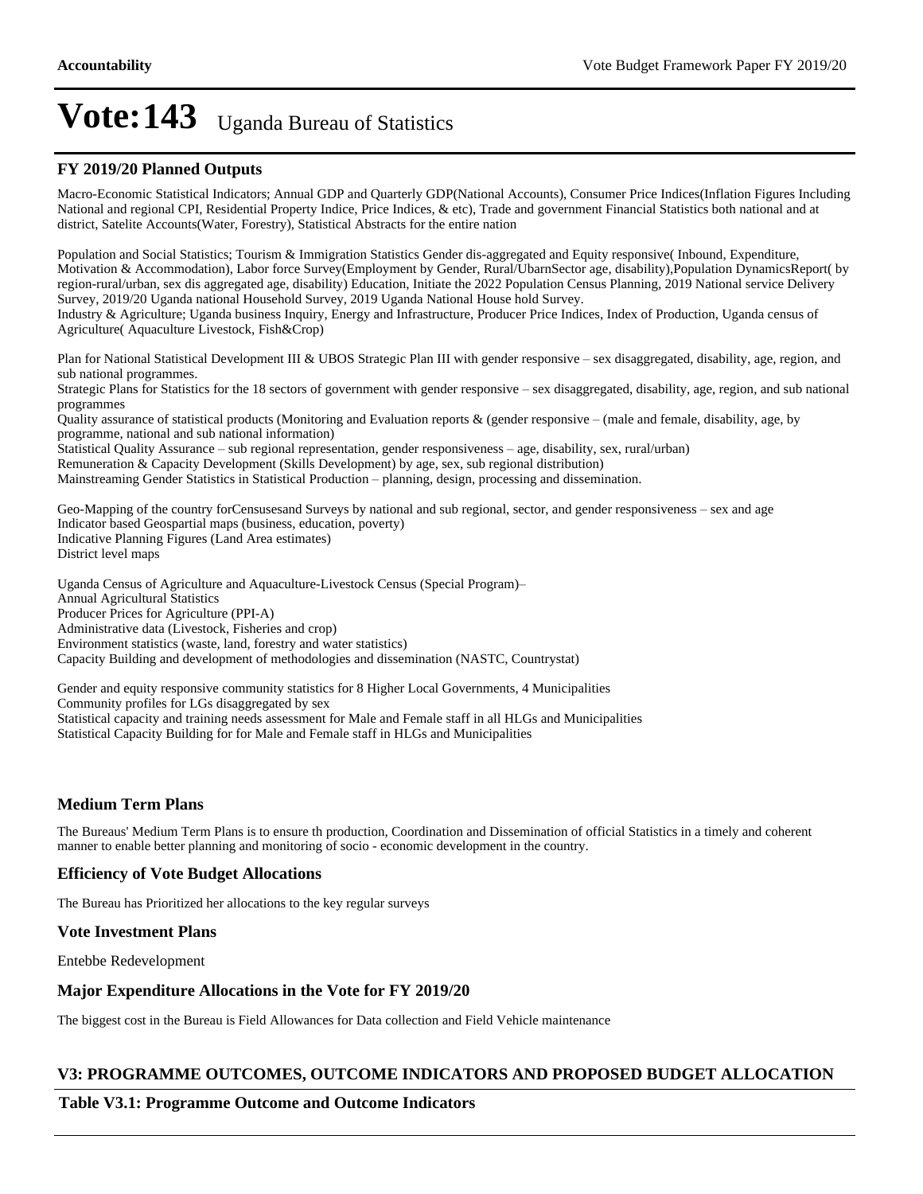# Vote:143 Uganda Bureau of Statistics

## FY 2019/20 Planned Outputs

Macro-Economic Statistical Indicators; Annual GDP and Quarterly GDP(National Accounts), Consumer Price Indices(Inflation Figures Including National and regional CPI, Residential Property Indice, Price Indices, & etc), Trade and government Financial Statistics both national and at district, Satelite Accounts(Water, Forestry), Statistical Abstracts for the entire nation

Population and Social Statistics; Tourism & Immigration Statistics Gender dis-aggregated and Equity responsive( Inbound, Expenditure, Motivation & Accommodation), Labor force Survey(Employment by Gender, Rural/UbarnSector age, disability),Population DynamicsReport( by region-rural/urban, sex dis aggregated age, disability) Education, Initiate the 2022 Population Census Planning, 2019 National service Delivery Survey, 2019/20 Uganda national Household Survey, 2019 Uganda National House hold Survey.
Industry & Agriculture; Uganda business Inquiry, Energy and Infrastructure, Producer Price Indices, Index of Production, Uganda census of Agriculture( Aquaculture Livestock, Fish&Crop)

Plan for National Statistical Development III & UBOS Strategic Plan III with gender responsive – sex disaggregated, disability, age, region, and sub national programmes.
Strategic Plans for Statistics for the 18 sectors of government with gender responsive – sex disaggregated, disability, age, region, and sub national programmes
Quality assurance of statistical products (Monitoring and Evaluation reports & (gender responsive – (male and female, disability, age, by programme, national and sub national information)
Statistical Quality Assurance – sub regional representation, gender responsiveness – age, disability, sex, rural/urban)
Remuneration & Capacity Development (Skills Development) by age, sex, sub regional distribution)
Mainstreaming Gender Statistics in Statistical Production – planning, design, processing and dissemination.

Geo-Mapping of the country forCensusesand Surveys by national and sub regional, sector, and gender responsiveness – sex and age
Indicator based Geospartial maps (business, education, poverty)
Indicative Planning Figures (Land Area estimates)
District level maps

Uganda Census of Agriculture and Aquaculture-Livestock Census (Special Program)–
Annual Agricultural Statistics
Producer Prices for Agriculture (PPI-A)
Administrative data (Livestock, Fisheries and crop)
Environment statistics (waste, land, forestry and water statistics)
Capacity Building and development of methodologies and dissemination (NASTC, Countrystat)

Gender and equity responsive community statistics for 8 Higher Local Governments, 4 Municipalities
Community profiles for LGs disaggregated by sex
Statistical capacity and training needs assessment for Male and Female staff in all HLGs and Municipalities
Statistical Capacity Building for for Male and Female staff in HLGs and Municipalities

## Medium Term Plans

The Bureaus' Medium Term Plans is to ensure th production, Coordination and Dissemination of official Statistics in a timely and coherent manner to enable better planning and monitoring of socio - economic development in the country.

## Efficiency of Vote Budget Allocations

The Bureau has Prioritized her allocations to the key regular surveys

## Vote Investment Plans

Entebbe Redevelopment

## Major Expenditure Allocations in the Vote for FY 2019/20

The biggest cost in the Bureau is Field Allowances for Data collection and Field Vehicle maintenance

## V3: PROGRAMME OUTCOMES, OUTCOME INDICATORS AND PROPOSED BUDGET ALLOCATION

### Table V3.1: Programme Outcome and Outcome Indicators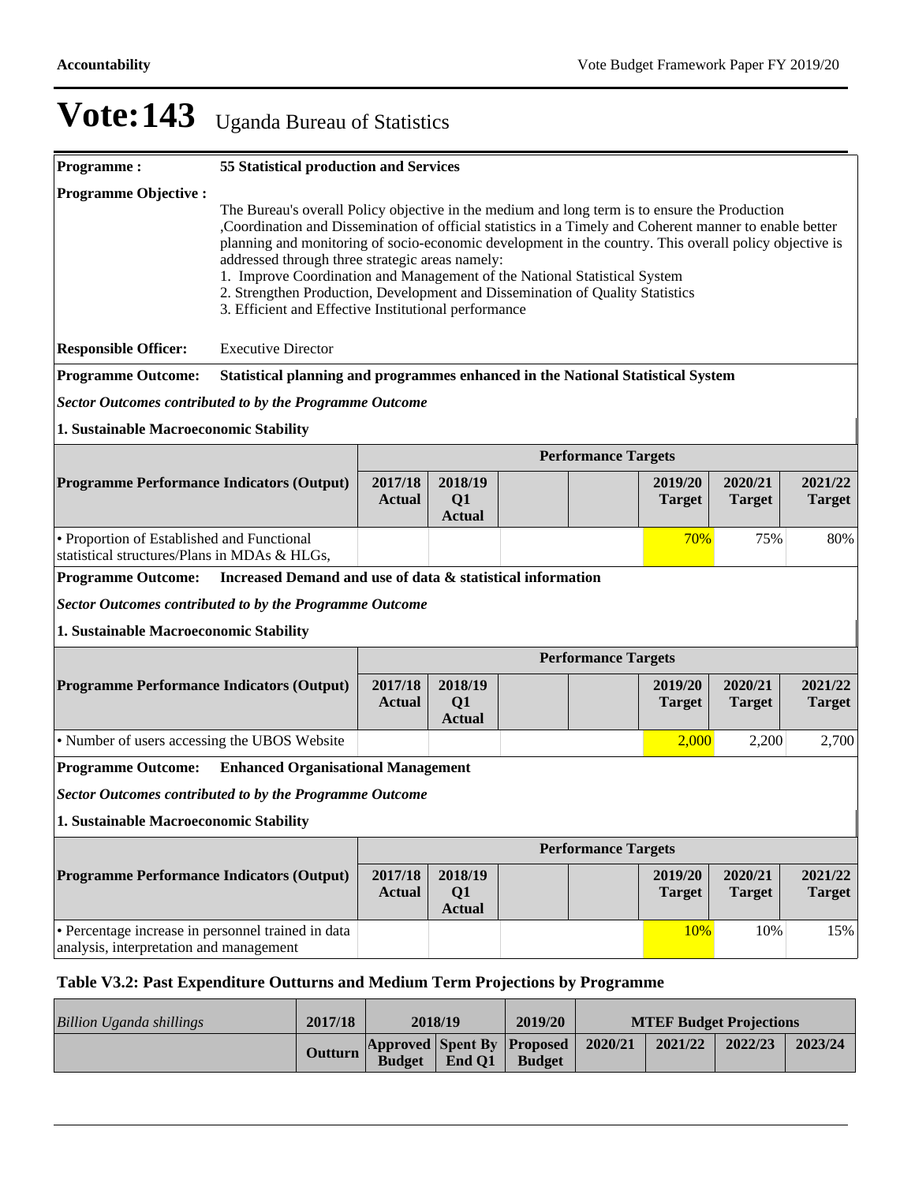# Vote:143 Uganda Bureau of Statistics

**Programme :** **55 Statistical production and Services**

**Programme Objective :**

The Bureau's overall Policy objective in the medium and long term is to ensure the Production ,Coordination and Dissemination of official statistics in a Timely and Coherent manner to enable better planning and monitoring of socio-economic development in the country. This overall policy objective is addressed through three strategic areas namely:

1. Improve Coordination and Management of the National Statistical System
2. Strengthen Production, Development and Dissemination of Quality Statistics
3. Efficient and Effective Institutional performance

**Responsible Officer:** Executive Director

**Programme Outcome:** **Statistical planning and programmes enhanced in the National Statistical System**

***Sector Outcomes contributed to by the Programme Outcome***

**1. Sustainable Macroeconomic Stability**

| Programme Performance Indicators (Output) | Performance Targets | | | | | | |
|---|---|---|---|---|---|---|---|
| | 2017/18 Actual | 2018/19 Q1 Actual | | | 2019/20 Target | 2020/21 Target | 2021/22 Target |
| • Proportion of Established and Functional statistical structures/Plans in MDAs & HLGs, | | | | | 70% | 75% | 80% |

**Programme Outcome:** **Increased Demand and use of data & statistical information**

***Sector Outcomes contributed to by the Programme Outcome***

**1. Sustainable Macroeconomic Stability**

| Programme Performance Indicators (Output) | Performance Targets | | | | | | |
|---|---|---|---|---|---|---|---|
| | 2017/18 Actual | 2018/19 Q1 Actual | | | 2019/20 Target | 2020/21 Target | 2021/22 Target |
| • Number of users accessing the UBOS Website | | | | | 2,000 | 2,200 | 2,700 |

**Programme Outcome:** **Enhanced Organisational Management**

***Sector Outcomes contributed to by the Programme Outcome***

**1. Sustainable Macroeconomic Stability**

| Programme Performance Indicators (Output) | Performance Targets | | | | | | |
|---|---|---|---|---|---|---|---|
| | 2017/18 Actual | 2018/19 Q1 Actual | | | 2019/20 Target | 2020/21 Target | 2021/22 Target |
| • Percentage increase in personnel trained in data analysis, interpretation and management | | | | | 10% | 10% | 15% |

### Table V3.2: Past Expenditure Outturns and Medium Term Projections by Programme

| *Billion Uganda shillings* | 2017/18 | 2018/19 | | 2019/20 | MTEF Budget Projections | | | |
|---|---|---|---|---|---|---|---|---|
| | Outturn | Approved Budget | Spent By End Q1 | Proposed Budget | 2020/21 | 2021/22 | 2022/23 | 2023/24 |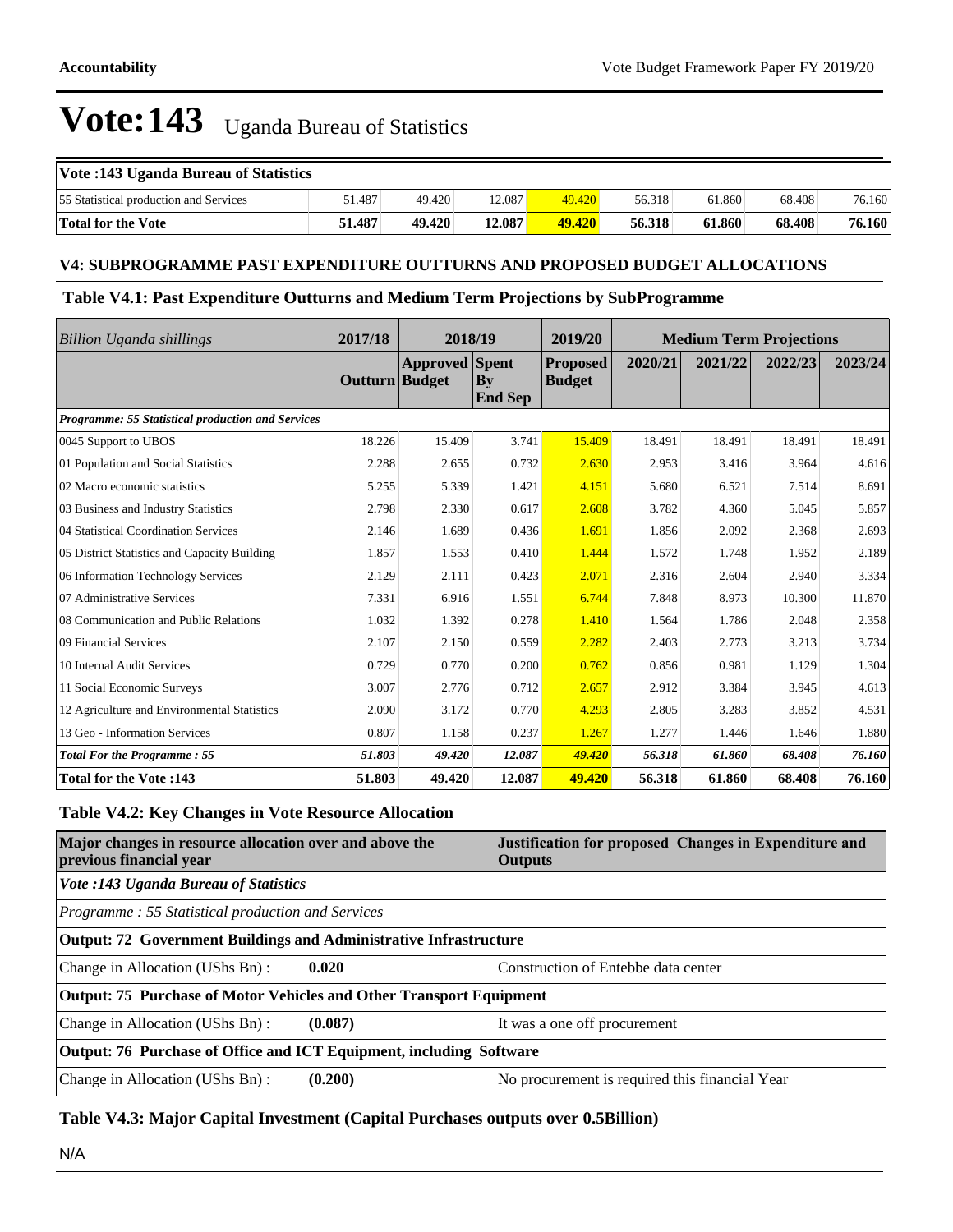# Vote:143 Uganda Bureau of Statistics

| Vote :143 Uganda Bureau of Statistics | | | | | | | | |
|---|---|---|---|---|---|---|---|---|
| 55 Statistical production and Services | 51.487 | 49.420 | 12.087 | 49.420 | 56.318 | 61.860 | 68.408 | 76.160 |
| **Total for the Vote** | **51.487** | **49.420** | **12.087** | **49.420** | **56.318** | **61.860** | **68.408** | **76.160** |

### V4: SUBPROGRAMME PAST EXPENDITURE OUTTURNS AND PROPOSED BUDGET ALLOCATIONS

### Table V4.1: Past Expenditure Outturns and Medium Term Projections by SubProgramme

| *Billion Uganda shillings* | 2017/18 | 2018/19 | | 2019/20 | Medium Term Projections | | | |
|---|---|---|---|---|---|---|---|---|
| | Outturn | Approved Budget | Spent By End Sep | Proposed Budget | 2020/21 | 2021/22 | 2022/23 | 2023/24 |
| ***Programme: 55 Statistical production and Services*** | | | | | | | | |
| 0045 Support to UBOS | 18.226 | 15.409 | 3.741 | 15.409 | 18.491 | 18.491 | 18.491 | 18.491 |
| 01 Population and Social Statistics | 2.288 | 2.655 | 0.732 | 2.630 | 2.953 | 3.416 | 3.964 | 4.616 |
| 02 Macro economic statistics | 5.255 | 5.339 | 1.421 | 4.151 | 5.680 | 6.521 | 7.514 | 8.691 |
| 03 Business and Industry Statistics | 2.798 | 2.330 | 0.617 | 2.608 | 3.782 | 4.360 | 5.045 | 5.857 |
| 04 Statistical Coordination Services | 2.146 | 1.689 | 0.436 | 1.691 | 1.856 | 2.092 | 2.368 | 2.693 |
| 05 District Statistics and Capacity Building | 1.857 | 1.553 | 0.410 | 1.444 | 1.572 | 1.748 | 1.952 | 2.189 |
| 06 Information Technology Services | 2.129 | 2.111 | 0.423 | 2.071 | 2.316 | 2.604 | 2.940 | 3.334 |
| 07 Administrative Services | 7.331 | 6.916 | 1.551 | 6.744 | 7.848 | 8.973 | 10.300 | 11.870 |
| 08 Communication and Public Relations | 1.032 | 1.392 | 0.278 | 1.410 | 1.564 | 1.786 | 2.048 | 2.358 |
| 09 Financial Services | 2.107 | 2.150 | 0.559 | 2.282 | 2.403 | 2.773 | 3.213 | 3.734 |
| 10 Internal Audit Services | 0.729 | 0.770 | 0.200 | 0.762 | 0.856 | 0.981 | 1.129 | 1.304 |
| 11 Social Economic Surveys | 3.007 | 2.776 | 0.712 | 2.657 | 2.912 | 3.384 | 3.945 | 4.613 |
| 12 Agriculture and Environmental Statistics | 2.090 | 3.172 | 0.770 | 4.293 | 2.805 | 3.283 | 3.852 | 4.531 |
| 13 Geo - Information Services | 0.807 | 1.158 | 0.237 | 1.267 | 1.277 | 1.446 | 1.646 | 1.880 |
| ***Total For the Programme : 55*** | ***51.803*** | ***49.420*** | ***12.087*** | ***49.420*** | ***56.318*** | ***61.860*** | ***68.408*** | ***76.160*** |
| **Total for the Vote :143** | **51.803** | **49.420** | **12.087** | **49.420** | **56.318** | **61.860** | **68.408** | **76.160** |

### Table V4.2: Key Changes in Vote Resource Allocation

| Major changes in resource allocation over and above the previous financial year | | Justification for proposed Changes in Expenditure and Outputs |
|---|---|---|
| *Vote :143 Uganda Bureau of Statistics* | | |
| *Programme : 55 Statistical production and Services* | | |
| **Output: 72 Government Buildings and Administrative Infrastructure** | | |
| Change in Allocation (UShs Bn) : | **0.020** | Construction of Entebbe data center |
| **Output: 75 Purchase of Motor Vehicles and Other Transport Equipment** | | |
| Change in Allocation (UShs Bn) : | **(0.087)** | It was a one off procurement |
| **Output: 76 Purchase of Office and ICT Equipment, including Software** | | |
| Change in Allocation (UShs Bn) : | **(0.200)** | No procurement is required this financial Year |

### Table V4.3: Major Capital Investment (Capital Purchases outputs over 0.5Billion)

N/A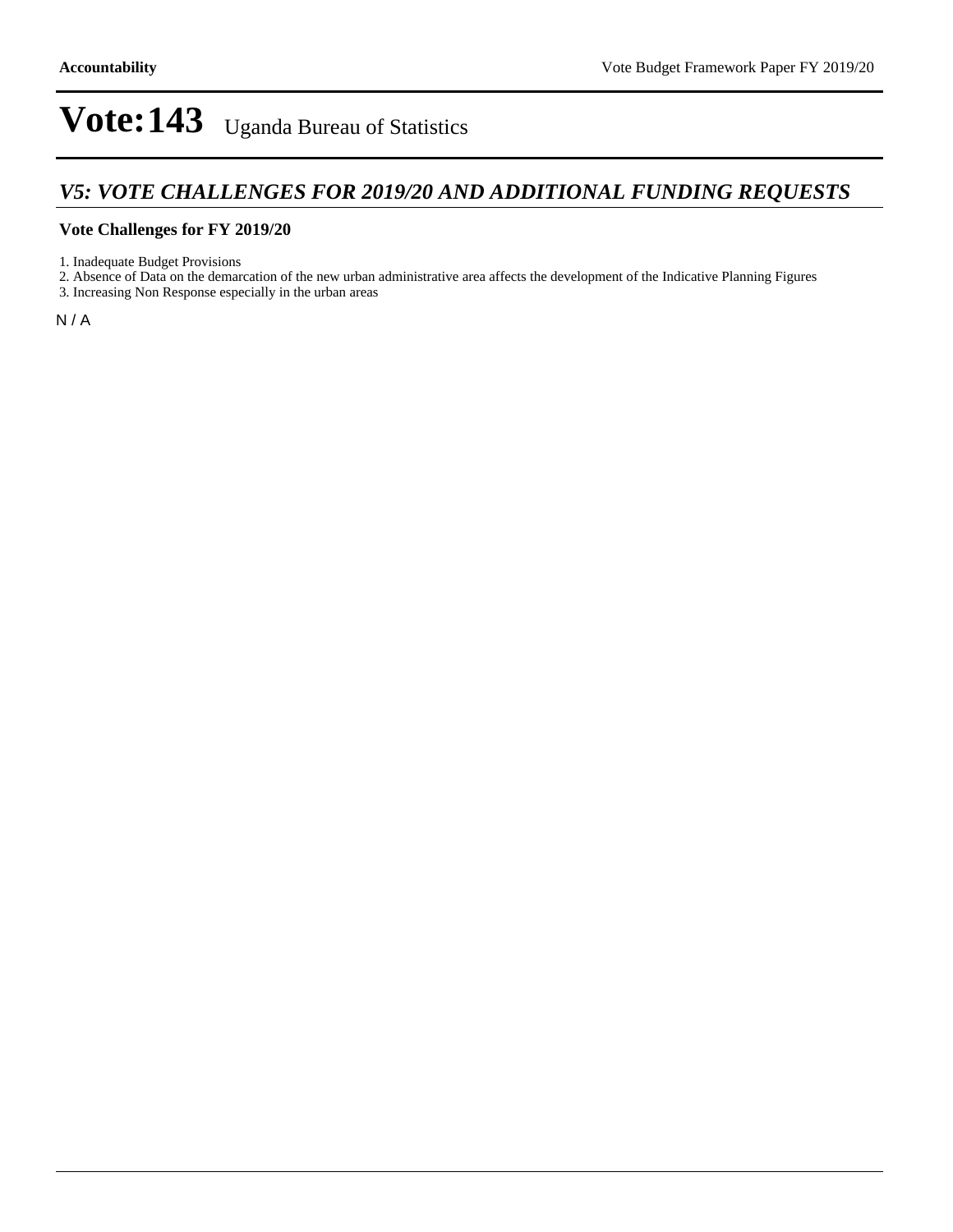# Vote:143 Uganda Bureau of Statistics

## *V5: VOTE CHALLENGES FOR 2019/20 AND ADDITIONAL FUNDING REQUESTS*

### Vote Challenges for FY 2019/20

1. Inadequate Budget Provisions
2. Absence of Data on the demarcation of the new urban administrative area affects the development of the Indicative Planning Figures
3. Increasing Non Response especially in the urban areas

N / A